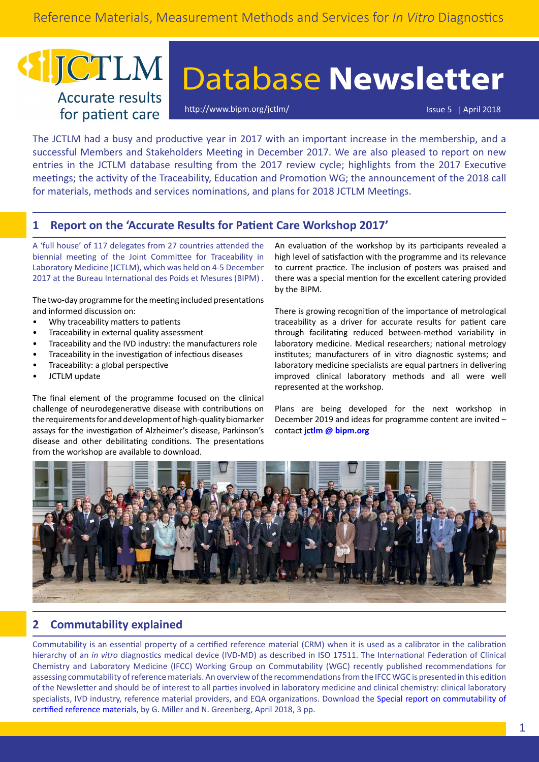Reference Materials, Measurement Methods and Services for *In Vitro* Diagnostics

JCTLM

Accurate results for patient care

# Database **Newsletter**

http://www.bipm.org/jctlm/

Issue 5 | April 2018

The JCTLM had a busy and productive year in 2017 with an important increase in the membership, and a successful Members and Stakeholders Meeting in December 2017. We are also pleased to report on new entries in the JCTLM database resulting from the 2017 review cycle; highlights from the 2017 Executive meetings; the activity of the Traceability, Education and Promotion WG; the announcement of the 2018 call for materials, methods and services nominations, and plans for 2018 JCTLM Meetings.

## 1 Report on the 'Accurate Results for Patient Care Workshop 2017'

A 'full house' of 117 delegates from 27 countries attended the biennial meeting of the Joint Committee for Traceability in Laboratory Medicine (JCTLM), which was held on 4-5 December 2017 at the Bureau International des Poids et Mesures (BIPM) .

The two-day programme for the meeting included presentations and informed discussion on:

- Why traceability matters to patients
- Traceability in external quality assessment
- Traceability and the IVD industry: the manufacturers role
- Traceability in the investigation of infectious diseases
- Traceability: a global perspective
- JCTLM update

The final element of the programme focused on the clinical challenge of neurodegenerative disease with contributions on the requirements for and development of high-quality biomarker assays for the investigation of Alzheimer's disease, Parkinson's disease and other debilitating conditions. The presentations from the workshop are available to download.

An evaluation of the workshop by its participants revealed a high level of satisfaction with the programme and its relevance to current practice. The inclusion of posters was praised and there was a special mention for the excellent catering provided by the BIPM.

There is growing recognition of the importance of metrological traceability as a driver for accurate results for patient care through facilitating reduced between-method variability in laboratory medicine. Medical researchers; national metrology institutes; manufacturers of in vitro diagnostic systems; and laboratory medicine specialists are equal partners in delivering improved clinical laboratory methods and all were well represented at the workshop.

Plans are being developed for the next workshop in December 2019 and ideas for programme content are invited – contact **jctlm @ bipm.org**

## 2 Commutability explained

Commutability is an essential property of a certified reference material (CRM) when it is used as a calibrator in the calibration hierarchy of an *in vitro* diagnostics medical device (IVD-MD) as described in ISO 17511. The International Federation of Clinical Chemistry and Laboratory Medicine (IFCC) Working Group on Commutability (WGC) recently published recommendations for assessing commutability of reference materials. An overview of the recommendations from the IFCC WGC is presented in this edition of the Newsletter and should be of interest to all parties involved in laboratory medicine and clinical chemistry: clinical laboratory specialists, IVD industry, reference material providers, and EQA organizations. Download the Special report on commutability of certified reference materials, by G. Miller and N. Greenberg, April 2018, 3 pp.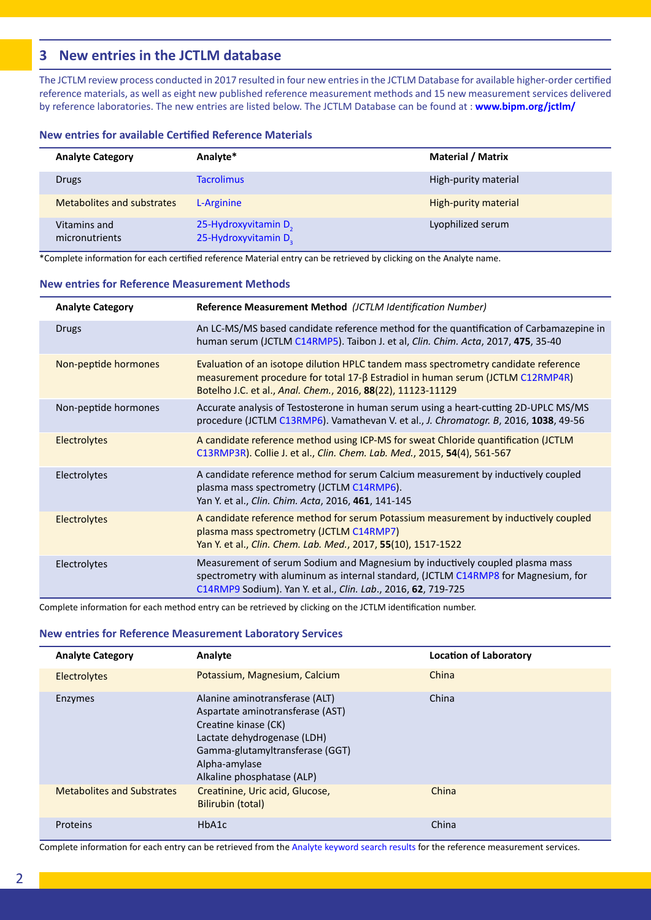## 3 New entries in the JCTLM database

The JCTLM review process conducted in 2017 resulted in four new entries in the JCTLM Database for available higher-order certified reference materials, as well as eight new published reference measurement methods and 15 new measurement services delivered by reference laboratories. The new entries are listed below. The JCTLM Database can be found at : **www.bipm.org/jctlm/**

### New entries for available Certified Reference Materials

| Analyte Category | Analyte* | Material / Matrix |
|---|---|---|
| Drugs | Tacrolimus | High-purity material |
| Metabolites and substrates | L-Arginine | High-purity material |
| Vitamins and micronutrients | 25-Hydroxyvitamin $D_2$<br>25-Hydroxyvitamin $D_3$ | Lyophilized serum |

*Complete information for each certified reference Material entry can be retrieved by clicking on the Analyte name.

### New entries for Reference Measurement Methods

| Analyte Category | Reference Measurement Method *(JCTLM Identification Number)* |
|---|---|
| Drugs | An LC-MS/MS based candidate reference method for the quantification of Carbamazepine in human serum (JCTLM C14RMP5). Taibon J. et al, *Clin. Chim. Acta*, 2017, **475**, 35-40 |
| Non-peptide hormones | Evaluation of an isotope dilution HPLC tandem mass spectrometry candidate reference measurement procedure for total 17-β Estradiol in human serum (JCTLM C12RMP4R) Botelho J.C. et al., *Anal. Chem.*, 2016, **88**(22), 11123-11129 |
| Non-peptide hormones | Accurate analysis of Testosterone in human serum using a heart-cutting 2D-UPLC MS/MS procedure (JCTLM C13RMP6). Vamathevan V. et al., *J. Chromatogr. B*, 2016, **1038**, 49-56 |
| Electrolytes | A candidate reference method using ICP-MS for sweat Chloride quantification (JCTLM C13RMP3R). Collie J. et al., *Clin. Chem. Lab. Med.*, 2015, **54**(4), 561-567 |
| Electrolytes | A candidate reference method for serum Calcium measurement by inductively coupled plasma mass spectrometry (JCTLM C14RMP6). Yan Y. et al., *Clin. Chim. Acta*, 2016, **461**, 141-145 |
| Electrolytes | A candidate reference method for serum Potassium measurement by inductively coupled plasma mass spectrometry (JCTLM C14RMP7) Yan Y. et al., *Clin. Chem. Lab. Med.*, 2017, **55**(10), 1517-1522 |
| Electrolytes | Measurement of serum Sodium and Magnesium by inductively coupled plasma mass spectrometry with aluminum as internal standard, (JCTLM C14RMP8 for Magnesium, for C14RMP9 Sodium). Yan Y. et al., *Clin. Lab*., 2016, **62**, 719-725 |

Complete information for each method entry can be retrieved by clicking on the JCTLM identification number.

### New entries for Reference Measurement Laboratory Services

| Analyte Category | Analyte | Location of Laboratory |
|---|---|---|
| Electrolytes | Potassium, Magnesium, Calcium | China |
| Enzymes | Alanine aminotransferase (ALT)<br>Aspartate aminotransferase (AST)<br>Creatine kinase (CK)<br>Lactate dehydrogenase (LDH)<br>Gamma-glutamyltransferase (GGT)<br>Alpha-amylase<br>Alkaline phosphatase (ALP) | China |
| Metabolites and Substrates | Creatinine, Uric acid, Glucose, Bilirubin (total) | China |
| Proteins | HbA1c | China |

Complete information for each entry can be retrieved from the Analyte keyword search results for the reference measurement services.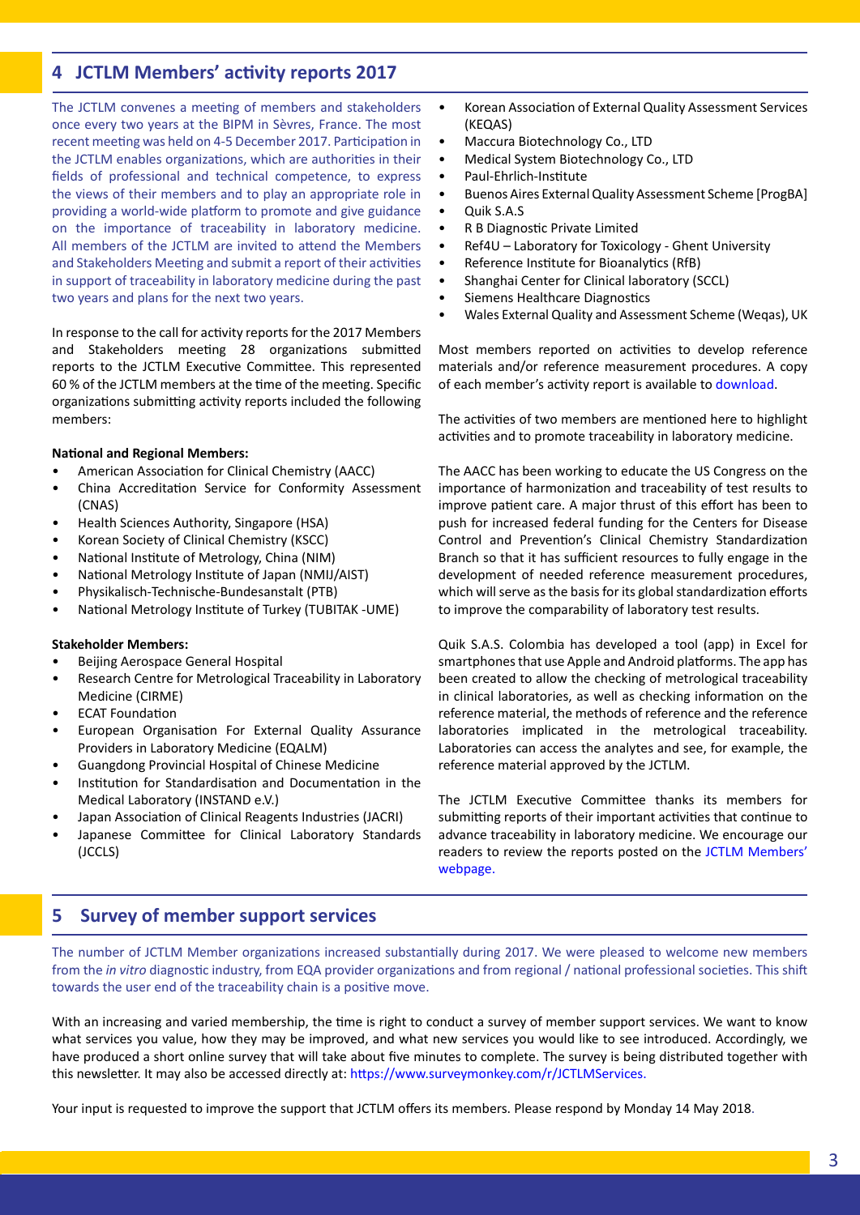## 4 JCTLM Members' activity reports 2017

The JCTLM convenes a meeting of members and stakeholders once every two years at the BIPM in Sèvres, France. The most recent meeting was held on 4-5 December 2017. Participation in the JCTLM enables organizations, which are authorities in their fields of professional and technical competence, to express the views of their members and to play an appropriate role in providing a world-wide platform to promote and give guidance on the importance of traceability in laboratory medicine. All members of the JCTLM are invited to attend the Members and Stakeholders Meeting and submit a report of their activities in support of traceability in laboratory medicine during the past two years and plans for the next two years.

In response to the call for activity reports for the 2017 Members and Stakeholders meeting 28 organizations submitted reports to the JCTLM Executive Committee. This represented 60 % of the JCTLM members at the time of the meeting. Specific organizations submitting activity reports included the following members:

**National and Regional Members:**

- American Association for Clinical Chemistry (AACC)
- China Accreditation Service for Conformity Assessment (CNAS)
- Health Sciences Authority, Singapore (HSA)
- Korean Society of Clinical Chemistry (KSCC)
- National Institute of Metrology, China (NIM)
- National Metrology Institute of Japan (NMIJ/AIST)
- Physikalisch-Technische-Bundesanstalt (PTB)
- National Metrology Institute of Turkey (TUBITAK -UME)

**Stakeholder Members:**

- Beijing Aerospace General Hospital
- Research Centre for Metrological Traceability in Laboratory Medicine (CIRME)
- ECAT Foundation
- European Organisation For External Quality Assurance Providers in Laboratory Medicine (EQALM)
- Guangdong Provincial Hospital of Chinese Medicine
- Institution for Standardisation and Documentation in the Medical Laboratory (INSTAND e.V.)
- Japan Association of Clinical Reagents Industries (JACRI)
- Japanese Committee for Clinical Laboratory Standards (JCCLS)
- Korean Association of External Quality Assessment Services (KEQAS)
- Maccura Biotechnology Co., LTD
- Medical System Biotechnology Co., LTD
- Paul-Ehrlich-Institute
- Buenos Aires External Quality Assessment Scheme [ProgBA]
- Quik S.A.S
- R B Diagnostic Private Limited
- Ref4U – Laboratory for Toxicology - Ghent University
- Reference Institute for Bioanalytics (RfB)
- Shanghai Center for Clinical laboratory (SCCL)
- Siemens Healthcare Diagnostics
- Wales External Quality and Assessment Scheme (Weqas), UK

Most members reported on activities to develop reference materials and/or reference measurement procedures. A copy of each member's activity report is available to download.

The activities of two members are mentioned here to highlight activities and to promote traceability in laboratory medicine.

The AACC has been working to educate the US Congress on the importance of harmonization and traceability of test results to improve patient care. A major thrust of this effort has been to push for increased federal funding for the Centers for Disease Control and Prevention's Clinical Chemistry Standardization Branch so that it has sufficient resources to fully engage in the development of needed reference measurement procedures, which will serve as the basis for its global standardization efforts to improve the comparability of laboratory test results.

Quik S.A.S. Colombia has developed a tool (app) in Excel for smartphones that use Apple and Android platforms. The app has been created to allow the checking of metrological traceability in clinical laboratories, as well as checking information on the reference material, the methods of reference and the reference laboratories implicated in the metrological traceability. Laboratories can access the analytes and see, for example, the reference material approved by the JCTLM.

The JCTLM Executive Committee thanks its members for submitting reports of their important activities that continue to advance traceability in laboratory medicine. We encourage our readers to review the reports posted on the JCTLM Members' webpage.

## 5 Survey of member support services

The number of JCTLM Member organizations increased substantially during 2017. We were pleased to welcome new members from the *in vitro* diagnostic industry, from EQA provider organizations and from regional / national professional societies. This shift towards the user end of the traceability chain is a positive move.

With an increasing and varied membership, the time is right to conduct a survey of member support services. We want to know what services you value, how they may be improved, and what new services you would like to see introduced. Accordingly, we have produced a short online survey that will take about five minutes to complete. The survey is being distributed together with this newsletter. It may also be accessed directly at: https://www.surveymonkey.com/r/JCTLMServices.

Your input is requested to improve the support that JCTLM offers its members. Please respond by Monday 14 May 2018.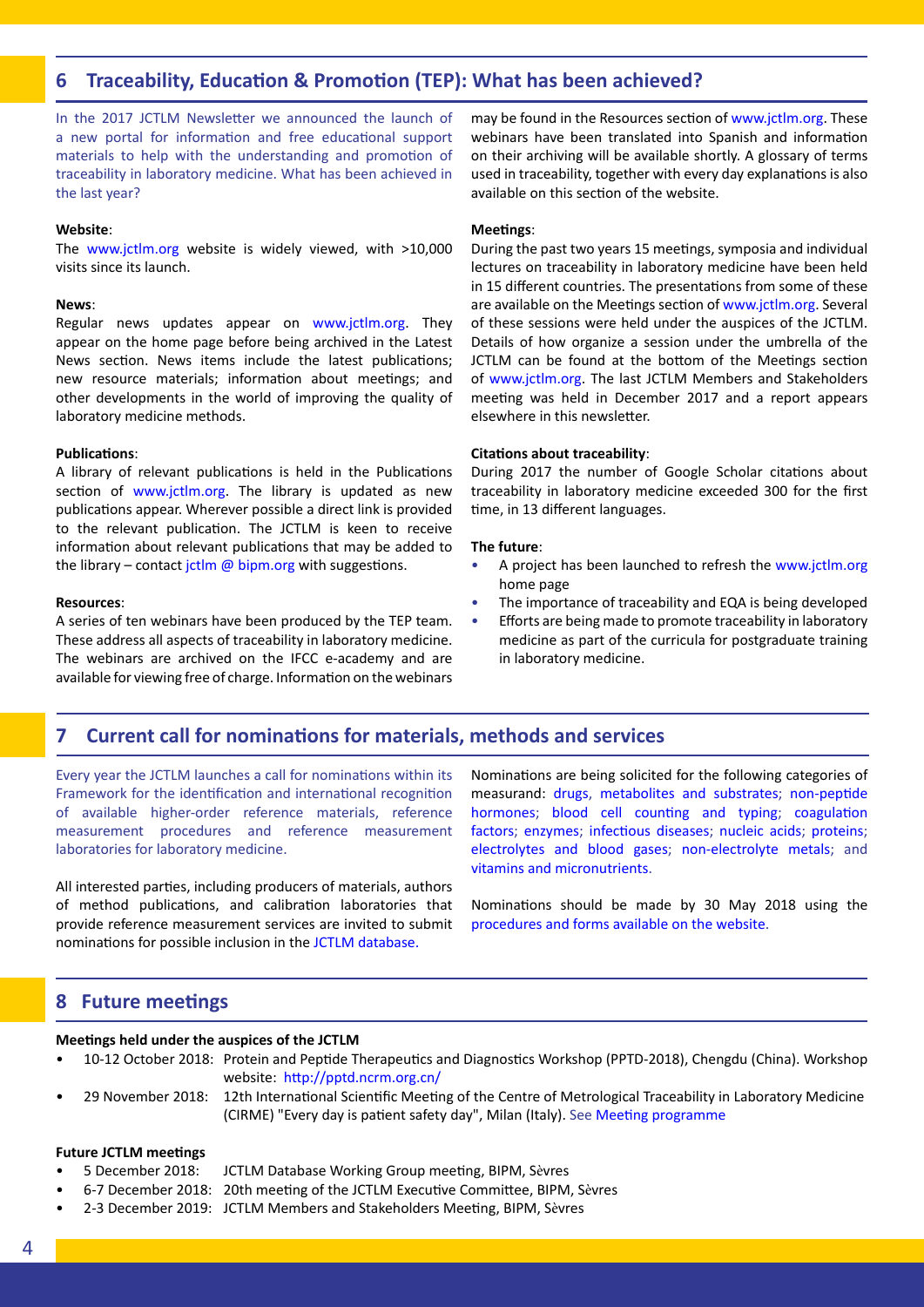## 6 Traceability, Education & Promotion (TEP): What has been achieved?

In the 2017 JCTLM Newsletter we announced the launch of a new portal for information and free educational support materials to help with the understanding and promotion of traceability in laboratory medicine. What has been achieved in the last year?

**Website**:
The www.jctlm.org website is widely viewed, with >10,000 visits since its launch.

**News**:
Regular news updates appear on www.jctlm.org. They appear on the home page before being archived in the Latest News section. News items include the latest publications; new resource materials; information about meetings; and other developments in the world of improving the quality of laboratory medicine methods.

**Publications**:
A library of relevant publications is held in the Publications section of www.jctlm.org. The library is updated as new publications appear. Wherever possible a direct link is provided to the relevant publication. The JCTLM is keen to receive information about relevant publications that may be added to the library – contact jctlm @ bipm.org with suggestions.

**Resources**:
A series of ten webinars have been produced by the TEP team. These address all aspects of traceability in laboratory medicine. The webinars are archived on the IFCC e-academy and are available for viewing free of charge. Information on the webinars may be found in the Resources section of www.jctlm.org. These webinars have been translated into Spanish and information on their archiving will be available shortly. A glossary of terms used in traceability, together with every day explanations is also available on this section of the website.

**Meetings**:
During the past two years 15 meetings, symposia and individual lectures on traceability in laboratory medicine have been held in 15 different countries. The presentations from some of these are available on the Meetings section of www.jctlm.org. Several of these sessions were held under the auspices of the JCTLM. Details of how organize a session under the umbrella of the JCTLM can be found at the bottom of the Meetings section of www.jctlm.org. The last JCTLM Members and Stakeholders meeting was held in December 2017 and a report appears elsewhere in this newsletter.

**Citations about traceability**:
During 2017 the number of Google Scholar citations about traceability in laboratory medicine exceeded 300 for the first time, in 13 different languages.

**The future**:
- A project has been launched to refresh the www.jctlm.org home page
- The importance of traceability and EQA is being developed
- Efforts are being made to promote traceability in laboratory medicine as part of the curricula for postgraduate training in laboratory medicine.

## 7 Current call for nominations for materials, methods and services

Every year the JCTLM launches a call for nominations within its Framework for the identification and international recognition of available higher-order reference materials, reference measurement procedures and reference measurement laboratories for laboratory medicine.

All interested parties, including producers of materials, authors of method publications, and calibration laboratories that provide reference measurement services are invited to submit nominations for possible inclusion in the JCTLM database.

Nominations are being solicited for the following categories of measurand: drugs, metabolites and substrates; non-peptide hormones; blood cell counting and typing; coagulation factors; enzymes; infectious diseases; nucleic acids; proteins; electrolytes and blood gases; non-electrolyte metals; and vitamins and micronutrients.

Nominations should be made by 30 May 2018 using the procedures and forms available on the website.

## 8 Future meetings

**Meetings held under the auspices of the JCTLM**
- 10-12 October 2018: Protein and Peptide Therapeutics and Diagnostics Workshop (PPTD-2018), Chengdu (China). Workshop website: http://pptd.ncrm.org.cn/
- 29 November 2018: 12th International Scientific Meeting of the Centre of Metrological Traceability in Laboratory Medicine (CIRME) "Every day is patient safety day", Milan (Italy). See Meeting programme

**Future JCTLM meetings**
- 5 December 2018: JCTLM Database Working Group meeting, BIPM, Sèvres
- 6-7 December 2018: 20th meeting of the JCTLM Executive Committee, BIPM, Sèvres
- 2-3 December 2019: JCTLM Members and Stakeholders Meeting, BIPM, Sèvres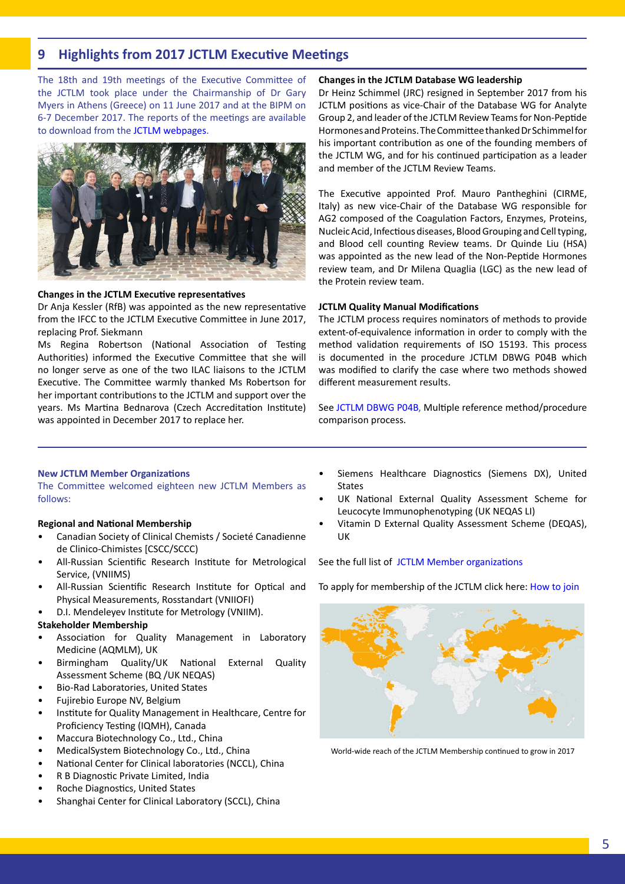## 9 Highlights from 2017 JCTLM Executive Meetings

The 18th and 19th meetings of the Executive Committee of the JCTLM took place under the Chairmanship of Dr Gary Myers in Athens (Greece) on 11 June 2017 and at the BIPM on 6-7 December 2017. The reports of the meetings are available to download from the JCTLM webpages.

**Changes in the JCTLM Executive representatives**

Dr Anja Kessler (RfB) was appointed as the new representative from the IFCC to the JCTLM Executive Committee in June 2017, replacing Prof. Siekmann

Ms Regina Robertson (National Association of Testing Authorities) informed the Executive Committee that she will no longer serve as one of the two ILAC liaisons to the JCTLM Executive. The Committee warmly thanked Ms Robertson for her important contributions to the JCTLM and support over the years. Ms Martina Bednarova (Czech Accreditation Institute) was appointed in December 2017 to replace her.

**Changes in the JCTLM Database WG leadership**

Dr Heinz Schimmel (JRC) resigned in September 2017 from his JCTLM positions as vice-Chair of the Database WG for Analyte Group 2, and leader of the JCTLM Review Teams for Non-Peptide Hormones and Proteins. The Committee thanked Dr Schimmel for his important contribution as one of the founding members of the JCTLM WG, and for his continued participation as a leader and member of the JCTLM Review Teams.

The Executive appointed Prof. Mauro Pantheghini (CIRME, Italy) as new vice-Chair of the Database WG responsible for AG2 composed of the Coagulation Factors, Enzymes, Proteins, Nucleic Acid, Infectious diseases, Blood Grouping and Cell typing, and Blood cell counting Review teams. Dr Quinde Liu (HSA) was appointed as the new lead of the Non-Peptide Hormones review team, and Dr Milena Quaglia (LGC) as the new lead of the Protein review team.

**JCTLM Quality Manual Modifications**

The JCTLM process requires nominators of methods to provide extent-of-equivalence information in order to comply with the method validation requirements of ISO 15193. This process is documented in the procedure JCTLM DBWG P04B which was modified to clarify the case where two methods showed different measurement results.

See JCTLM DBWG P04B, Multiple reference method/procedure comparison process.

**New JCTLM Member Organizations**

The Committee welcomed eighteen new JCTLM Members as follows:

**Regional and National Membership**

- Canadian Society of Clinical Chemists / Societé Canadienne de Clinico-Chimistes [CSCC/SCCC]
- All-Russian Scientific Research Institute for Metrological Service, (VNIIMS)
- All-Russian Scientific Research Institute for Optical and Physical Measurements, Rosstandart (VNIIOFI)
- D.I. Mendeleyev Institute for Metrology (VNIIM).

**Stakeholder Membership**

- Association for Quality Management in Laboratory Medicine (AQMLM), UK
- Birmingham Quality/UK National External Quality Assessment Scheme (BQ /UK NEQAS)
- Bio-Rad Laboratories, United States
- Fujirebio Europe NV, Belgium
- Institute for Quality Management in Healthcare, Centre for Proficiency Testing (IQMH), Canada
- Maccura Biotechnology Co., Ltd., China
- MedicalSystem Biotechnology Co., Ltd., China
- National Center for Clinical laboratories (NCCL), China
- R B Diagnostic Private Limited, India
- Roche Diagnostics, United States
- Shanghai Center for Clinical Laboratory (SCCL), China
- Siemens Healthcare Diagnostics (Siemens DX), United States
- UK National External Quality Assessment Scheme for Leucocyte Immunophenotyping (UK NEQAS LI)
- Vitamin D External Quality Assessment Scheme (DEQAS), UK

See the full list of JCTLM Member organizations

To apply for membership of the JCTLM click here: How to join

World-wide reach of the JCTLM Membership continued to grow in 2017